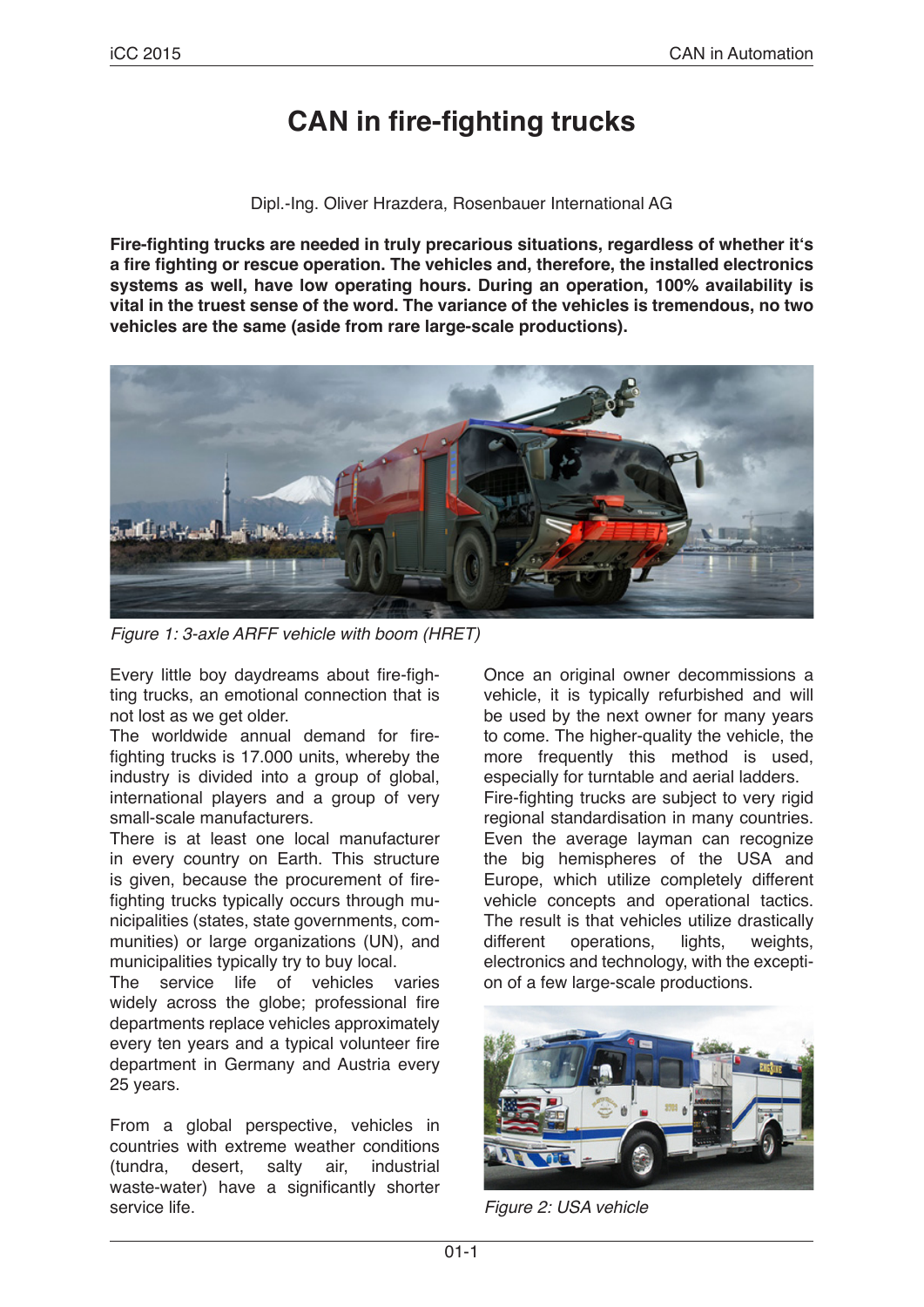# CAN in fire-fighting trucks

Dipl.-Ing. Oliver Hrazdera, Rosenbauer International AG

**Fire-fighting trucks are needed in truly precarious situations, regardless of whether it's a fire fighting or rescue operation. The vehicles and, therefore, the installed electronics systems as well, have low operating hours. During an operation, 100% availability is vital in the truest sense of the word. The variance of the vehicles is tremendous, no two vehicles are the same (aside from rare large-scale productions).**

*Figure 1: 3-axle ARFF vehicle with boom (HRET)*

Every little boy daydreams about fire-fighting trucks, an emotional connection that is not lost as we get older.

The worldwide annual demand for fire-fighting trucks is 17.000 units, whereby the industry is divided into a group of global, international players and a group of very small-scale manufacturers.

There is at least one local manufacturer in every country on Earth. This structure is given, because the procurement of fire-fighting trucks typically occurs through municipalities (states, state governments, communities) or large organizations (UN), and municipalities typically try to buy local.

The service life of vehicles varies widely across the globe; professional fire departments replace vehicles approximately every ten years and a typical volunteer fire department in Germany and Austria every 25 years.

From a global perspective, vehicles in countries with extreme weather conditions (tundra, desert, salty air, industrial waste-water) have a significantly shorter service life.

Once an original owner decommissions a vehicle, it is typically refurbished and will be used by the next owner for many years to come. The higher-quality the vehicle, the more frequently this method is used, especially for turntable and aerial ladders.

Fire-fighting trucks are subject to very rigid regional standardisation in many countries. Even the average layman can recognize the big hemispheres of the USA and Europe, which utilize completely different vehicle concepts and operational tactics. The result is that vehicles utilize drastically different operations, lights, weights, electronics and technology, with the exception of a few large-scale productions.

*Figure 2: USA vehicle*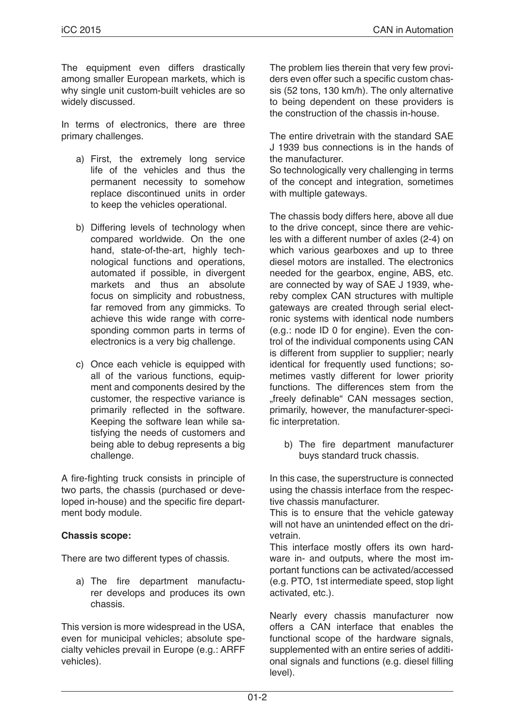The equipment even differs drastically among smaller European markets, which is why single unit custom-built vehicles are so widely discussed.

In terms of electronics, there are three primary challenges.

a) First, the extremely long service life of the vehicles and thus the permanent necessity to somehow replace discontinued units in order to keep the vehicles operational.

b) Differing levels of technology when compared worldwide. On the one hand, state-of-the-art, highly technological functions and operations, automated if possible, in divergent markets and thus an absolute focus on simplicity and robustness, far removed from any gimmicks. To achieve this wide range with corresponding common parts in terms of electronics is a very big challenge.

c) Once each vehicle is equipped with all of the various functions, equipment and components desired by the customer, the respective variance is primarily reflected in the software. Keeping the software lean while satisfying the needs of customers and being able to debug represents a big challenge.

A fire-fighting truck consists in principle of two parts, the chassis (purchased or developed in-house) and the specific fire department body module.

**Chassis scope:**

There are two different types of chassis.

a) The fire department manufacturer develops and produces its own chassis.

This version is more widespread in the USA, even for municipal vehicles; absolute specialty vehicles prevail in Europe (e.g.: ARFF vehicles).

The problem lies therein that very few providers even offer such a specific custom chassis (52 tons, 130 km/h). The only alternative to being dependent on these providers is the construction of the chassis in-house.

The entire drivetrain with the standard SAE J 1939 bus connections is in the hands of the manufacturer.
So technologically very challenging in terms of the concept and integration, sometimes with multiple gateways.

The chassis body differs here, above all due to the drive concept, since there are vehicles with a different number of axles (2-4) on which various gearboxes and up to three diesel motors are installed. The electronics needed for the gearbox, engine, ABS, etc. are connected by way of SAE J 1939, whereby complex CAN structures with multiple gateways are created through serial electronic systems with identical node numbers (e.g.: node ID 0 for engine). Even the control of the individual components using CAN is different from supplier to supplier; nearly identical for frequently used functions; sometimes vastly different for lower priority functions. The differences stem from the „freely definable“ CAN messages section, primarily, however, the manufacturer-specific interpretation.

b) The fire department manufacturer buys standard truck chassis.

In this case, the superstructure is connected using the chassis interface from the respective chassis manufacturer.
This is to ensure that the vehicle gateway will not have an unintended effect on the drivetrain.
This interface mostly offers its own hardware in- and outputs, where the most important functions can be activated/accessed (e.g. PTO, 1st intermediate speed, stop light activated, etc.).

Nearly every chassis manufacturer now offers a CAN interface that enables the functional scope of the hardware signals, supplemented with an entire series of additional signals and functions (e.g. diesel filling level).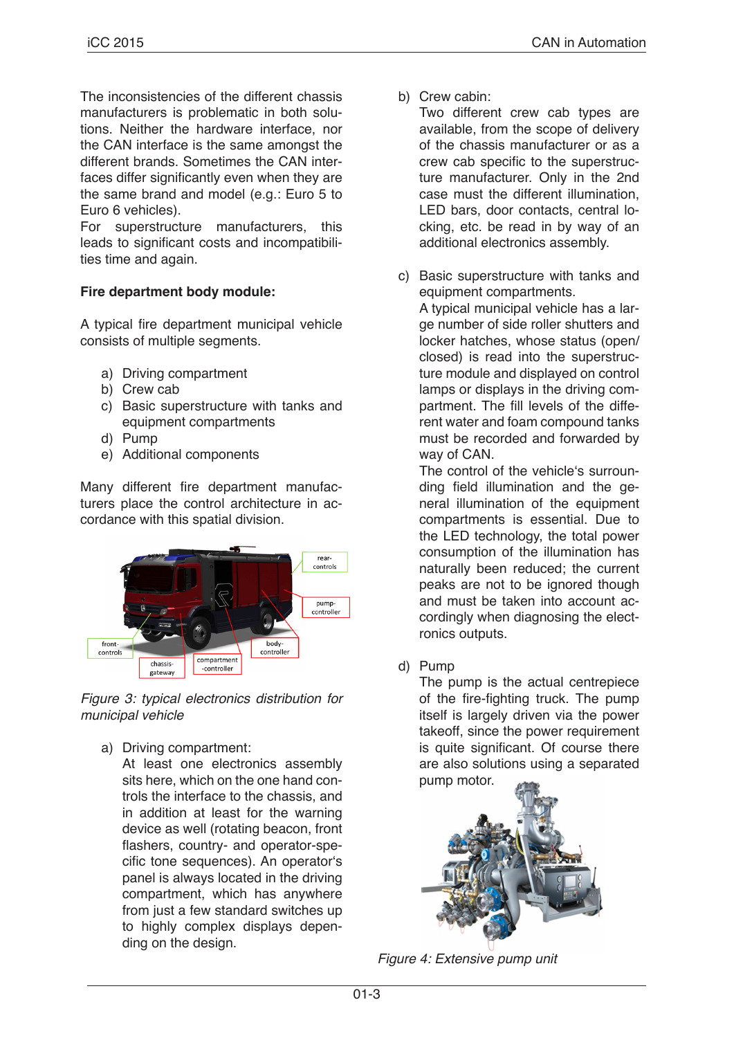The inconsistencies of the different chassis manufacturers is problematic in both solutions. Neither the hardware interface, nor the CAN interface is the same amongst the different brands. Sometimes the CAN interfaces differ significantly even when they are the same brand and model (e.g.: Euro 5 to Euro 6 vehicles).

For superstructure manufacturers, this leads to significant costs and incompatibilities time and again.

**Fire department body module:**

A typical fire department municipal vehicle consists of multiple segments.

a) Driving compartment
b) Crew cab
c) Basic superstructure with tanks and equipment compartments
d) Pump
e) Additional components

Many different fire department manufacturers place the control architecture in accordance with this spatial division.

*Figure 3: typical electronics distribution for municipal vehicle*

a) Driving compartment:
At least one electronics assembly sits here, which on the one hand controls the interface to the chassis, and in addition at least for the warning device as well (rotating beacon, front flashers, country- and operator-specific tone sequences). An operator's panel is always located in the driving compartment, which has anywhere from just a few standard switches up to highly complex displays depending on the design.

b) Crew cabin:
Two different crew cab types are available, from the scope of delivery of the chassis manufacturer or as a crew cab specific to the superstructure manufacturer. Only in the 2nd case must the different illumination, LED bars, door contacts, central locking, etc. be read in by way of an additional electronics assembly.

c) Basic superstructure with tanks and equipment compartments.
A typical municipal vehicle has a large number of side roller shutters and locker hatches, whose status (open/closed) is read into the superstructure module and displayed on control lamps or displays in the driving compartment. The fill levels of the different water and foam compound tanks must be recorded and forwarded by way of CAN.
The control of the vehicle's surrounding field illumination and the general illumination of the equipment compartments is essential. Due to the LED technology, the total power consumption of the illumination has naturally been reduced; the current peaks are not to be ignored though and must be taken into account accordingly when diagnosing the electronics outputs.

d) Pump
The pump is the actual centrepiece of the fire-fighting truck. The pump itself is largely driven via the power takeoff, since the power requirement is quite significant. Of course there are also solutions using a separated pump motor.

*Figure 4: Extensive pump unit*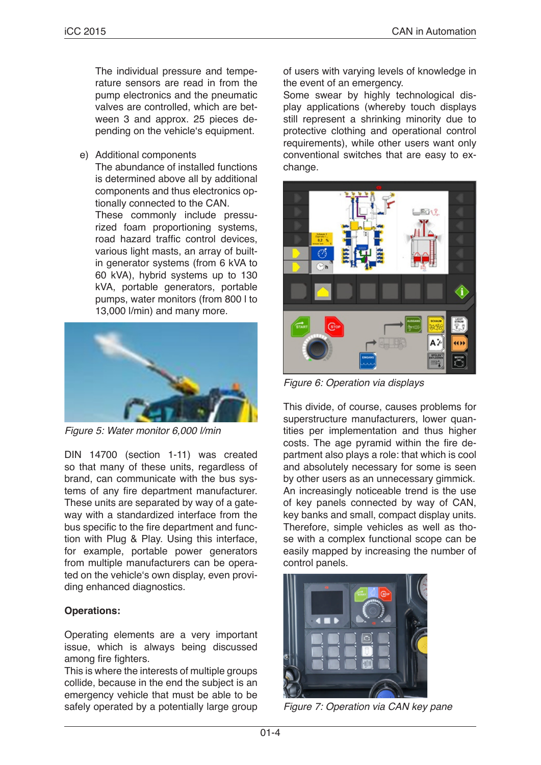The individual pressure and temperature sensors are read in from the pump electronics and the pneumatic valves are controlled, which are between 3 and approx. 25 pieces depending on the vehicle's equipment.

e) Additional components
The abundance of installed functions is determined above all by additional components and thus electronics optionally connected to the CAN.
These commonly include pressurized foam proportioning systems, road hazard traffic control devices, various light masts, an array of built-in generator systems (from 6 kVA to 60 kVA), hybrid systems up to 130 kVA, portable generators, portable pumps, water monitors (from 800 l to 13,000 l/min) and many more.

*Figure 5: Water monitor 6,000 l/min*

DIN 14700 (section 1-11) was created so that many of these units, regardless of brand, can communicate with the bus systems of any fire department manufacturer. These units are separated by way of a gateway with a standardized interface from the bus specific to the fire department and function with Plug & Play. Using this interface, for example, portable power generators from multiple manufacturers can be operated on the vehicle's own display, even providing enhanced diagnostics.

**Operations:**

Operating elements are a very important issue, which is always being discussed among fire fighters.
This is where the interests of multiple groups collide, because in the end the subject is an emergency vehicle that must be able to be safely operated by a potentially large group of users with varying levels of knowledge in the event of an emergency.
Some swear by highly technological display applications (whereby touch displays still represent a shrinking minority due to protective clothing and operational control requirements), while other users want only conventional switches that are easy to exchange.

*Figure 6: Operation via displays*

This divide, of course, causes problems for superstructure manufacturers, lower quantities per implementation and thus higher costs. The age pyramid within the fire department also plays a role: that which is cool and absolutely necessary for some is seen by other users as an unnecessary gimmick.
An increasingly noticeable trend is the use of key panels connected by way of CAN, key banks and small, compact display units. Therefore, simple vehicles as well as those with a complex functional scope can be easily mapped by increasing the number of control panels.

*Figure 7: Operation via CAN key pane*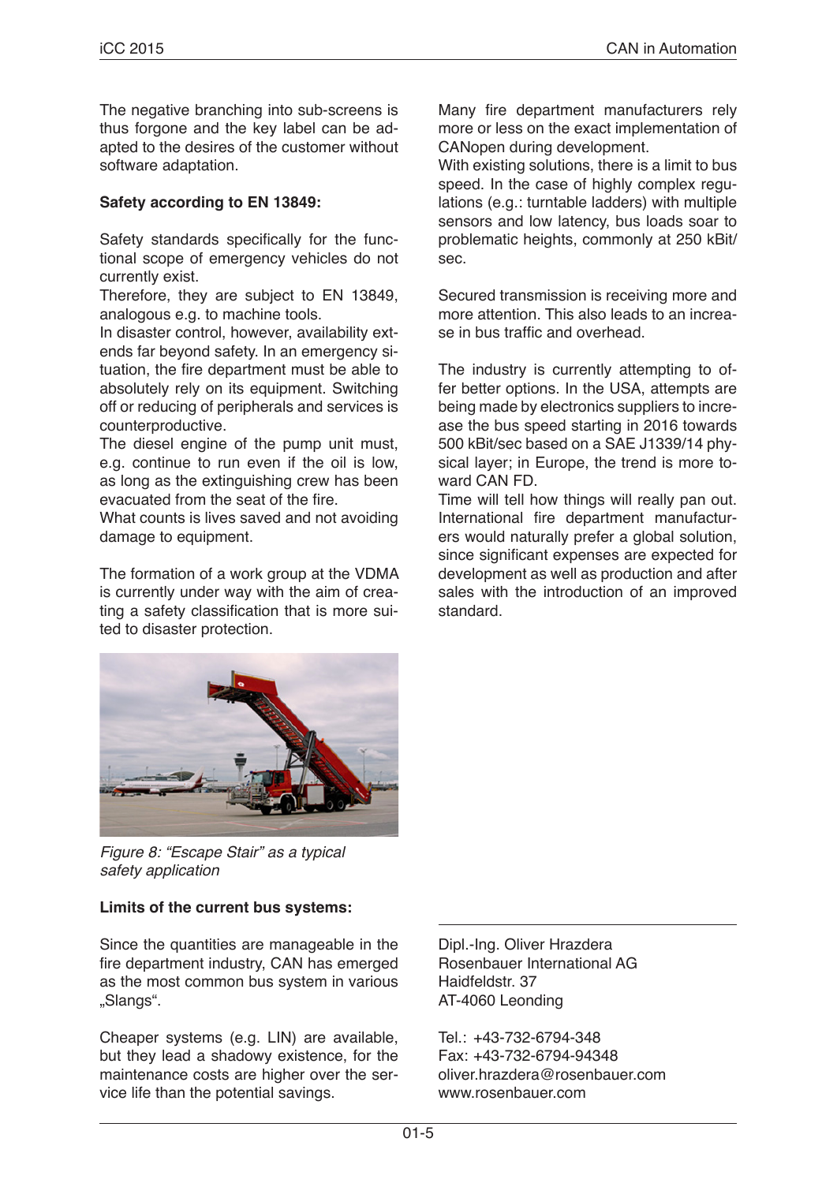The negative branching into sub-screens is thus forgone and the key label can be adapted to the desires of the customer without software adaptation.

**Safety according to EN 13849:**

Safety standards specifically for the functional scope of emergency vehicles do not currently exist.

Therefore, they are subject to EN 13849, analogous e.g. to machine tools.

In disaster control, however, availability extends far beyond safety. In an emergency situation, the fire department must be able to absolutely rely on its equipment. Switching off or reducing of peripherals and services is counterproductive.

The diesel engine of the pump unit must, e.g. continue to run even if the oil is low, as long as the extinguishing crew has been evacuated from the seat of the fire.

What counts is lives saved and not avoiding damage to equipment.

The formation of a work group at the VDMA is currently under way with the aim of creating a safety classification that is more suited to disaster protection.

*Figure 8: "Escape Stair" as a typical safety application*

**Limits of the current bus systems:**

Since the quantities are manageable in the fire department industry, CAN has emerged as the most common bus system in various „Slangs".

Cheaper systems (e.g. LIN) are available, but they lead a shadowy existence, for the maintenance costs are higher over the service life than the potential savings.

Many fire department manufacturers rely more or less on the exact implementation of CANopen during development.

With existing solutions, there is a limit to bus speed. In the case of highly complex regulations (e.g.: turntable ladders) with multiple sensors and low latency, bus loads soar to problematic heights, commonly at 250 kBit/sec.

Secured transmission is receiving more and more attention. This also leads to an increase in bus traffic and overhead.

The industry is currently attempting to offer better options. In the USA, attempts are being made by electronics suppliers to increase the bus speed starting in 2016 towards 500 kBit/sec based on a SAE J1339/14 physical layer; in Europe, the trend is more toward CAN FD.

Time will tell how things will really pan out. International fire department manufacturers would naturally prefer a global solution, since significant expenses are expected for development as well as production and after sales with the introduction of an improved standard.

---

Dipl.-Ing. Oliver Hrazdera
Rosenbauer International AG
Haidfeldstr. 37
AT-4060 Leonding

Tel.: +43-732-6794-348
Fax: +43-732-6794-94348
oliver.hrazdera@rosenbauer.com
www.rosenbauer.com